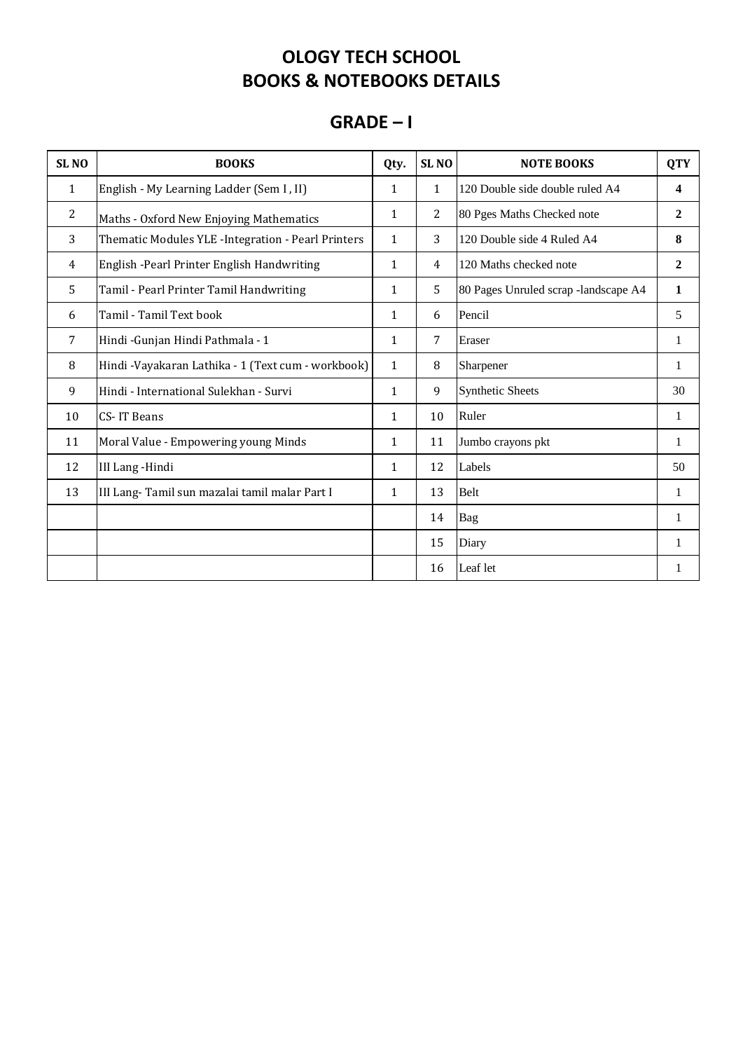# OLOGY TECH SCHOOL
# BOOKS & NOTEBOOKS DETAILS

## GRADE – I

| SL NO | BOOKS | Qty. | SL NO | NOTE BOOKS | QTY |
|---|---|---|---|---|---|
| 1 | English - My Learning Ladder (Sem I , II) | 1 | 1 | 120 Double side double ruled A4 | **4** |
| 2 | Maths - Oxford New Enjoying Mathematics | 1 | 2 | 80 Pges Maths Checked note | **2** |
| 3 | Thematic Modules YLE -Integration - Pearl Printers | 1 | 3 | 120 Double side 4 Ruled A4 | **8** |
| 4 | English -Pearl Printer English Handwriting | 1 | 4 | 120 Maths checked note | **2** |
| 5 | Tamil - Pearl Printer Tamil Handwriting | 1 | 5 | 80 Pages Unruled scrap -landscape A4 | **1** |
| 6 | Tamil - Tamil Text book | 1 | 6 | Pencil | 5 |
| 7 | Hindi -Gunjan Hindi Pathmala - 1 | 1 | 7 | Eraser | 1 |
| 8 | Hindi -Vayakaran Lathika - 1 (Text cum - workbook) | 1 | 8 | Sharpener | 1 |
| 9 | Hindi - International Sulekhan - Survi | 1 | 9 | Synthetic Sheets | 30 |
| 10 | CS- IT Beans | 1 | 10 | Ruler | 1 |
| 11 | Moral Value - Empowering young Minds | 1 | 11 | Jumbo crayons pkt | 1 |
| 12 | III Lang -Hindi | 1 | 12 | Labels | 50 |
| 13 | III Lang- Tamil sun mazalai tamil malar Part I | 1 | 13 | Belt | 1 |
| | | | 14 | Bag | 1 |
| | | | 15 | Diary | 1 |
| | | | 16 | Leaf let | 1 |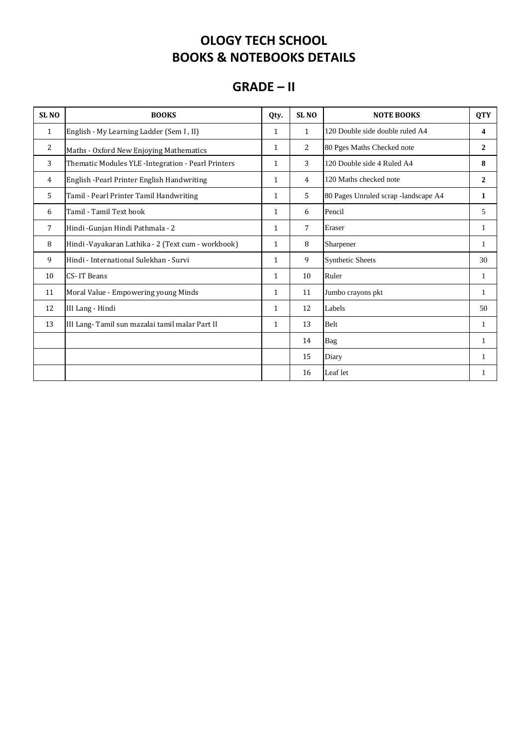# OLOGY TECH SCHOOL
# BOOKS & NOTEBOOKS DETAILS

## GRADE – II

| SL NO | BOOKS | Qty. | SL NO | NOTE BOOKS | QTY |
|---|---|---|---|---|---|
| 1 | English - My Learning Ladder (Sem I , II) | 1 | 1 | 120 Double side double ruled A4 | **4** |
| 2 | Maths - Oxford New Enjoying Mathematics | 1 | 2 | 80 Pges Maths Checked note | **2** |
| 3 | Thematic Modules YLE -Integration - Pearl Printers | 1 | 3 | 120 Double side 4 Ruled A4 | **8** |
| 4 | English -Pearl Printer English Handwriting | 1 | 4 | 120 Maths checked note | **2** |
| 5 | Tamil - Pearl Printer Tamil Handwriting | 1 | 5 | 80 Pages Unruled scrap -landscape A4 | **1** |
| 6 | Tamil - Tamil Text book | 1 | 6 | Pencil | 5 |
| 7 | Hindi -Gunjan Hindi Pathmala - 2 | 1 | 7 | Eraser | 1 |
| 8 | Hindi -Vayakaran Lathika - 2 (Text cum - workbook) | 1 | 8 | Sharpener | 1 |
| 9 | Hindi - International Sulekhan - Survi | 1 | 9 | Synthetic Sheets | 30 |
| 10 | CS- IT Beans | 1 | 10 | Ruler | 1 |
| 11 | Moral Value - Empowering young Minds | 1 | 11 | Jumbo crayons pkt | 1 |
| 12 | III Lang - Hindi | 1 | 12 | Labels | 50 |
| 13 | III Lang- Tamil sun mazalai tamil malar Part II | 1 | 13 | Belt | 1 |
| | | | 14 | Bag | 1 |
| | | | 15 | Diary | 1 |
| | | | 16 | Leaf let | 1 |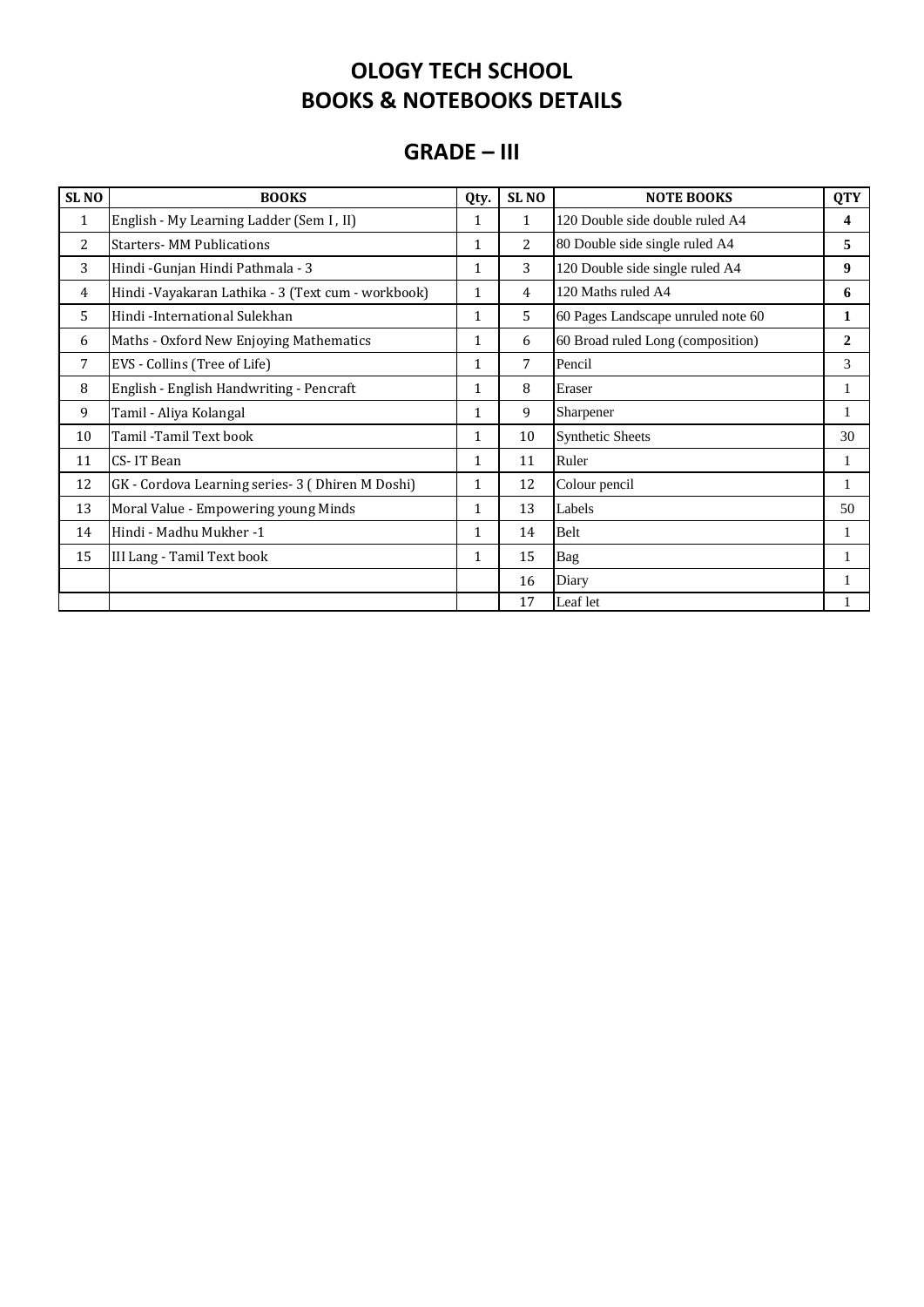# OLOGY TECH SCHOOL
# BOOKS & NOTEBOOKS DETAILS

## GRADE – III

| SL NO | BOOKS | Qty. | SL NO | NOTE BOOKS | QTY |
|---|---|---|---|---|---|
| 1 | English - My Learning Ladder (Sem I , II) | 1 | 1 | 120 Double side double ruled A4 | **4** |
| 2 | Starters- MM Publications | 1 | 2 | 80 Double side single ruled A4 | **5** |
| 3 | Hindi -Gunjan Hindi Pathmala - 3 | 1 | 3 | 120 Double side single ruled A4 | **9** |
| 4 | Hindi -Vayakaran Lathika - 3 (Text cum - workbook) | 1 | 4 | 120 Maths ruled A4 | **6** |
| 5 | Hindi -International Sulekhan | 1 | 5 | 60 Pages Landscape unruled note 60 | **1** |
| 6 | Maths - Oxford New Enjoying Mathematics | 1 | 6 | 60 Broad ruled Long (composition) | **2** |
| 7 | EVS - Collins (Tree of Life) | 1 | 7 | Pencil | 3 |
| 8 | English - English Handwriting - Pencraft | 1 | 8 | Eraser | 1 |
| 9 | Tamil - Aliya Kolangal | 1 | 9 | Sharpener | 1 |
| 10 | Tamil -Tamil Text book | 1 | 10 | Synthetic Sheets | 30 |
| 11 | CS- IT Bean | 1 | 11 | Ruler | 1 |
| 12 | GK - Cordova Learning series- 3 ( Dhiren M Doshi) | 1 | 12 | Colour pencil | 1 |
| 13 | Moral Value - Empowering young Minds | 1 | 13 | Labels | 50 |
| 14 | Hindi - Madhu Mukher -1 | 1 | 14 | Belt | 1 |
| 15 | III Lang - Tamil Text book | 1 | 15 | Bag | 1 |
| | | | 16 | Diary | 1 |
| | | | 17 | Leaf let | 1 |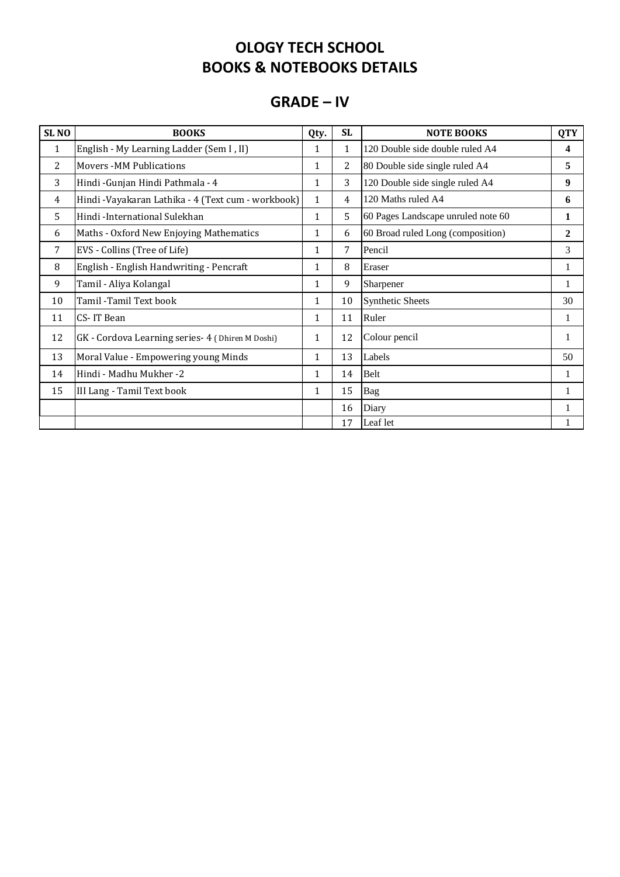# OLOGY TECH SCHOOL
# BOOKS & NOTEBOOKS DETAILS

## GRADE – IV

| SL NO | BOOKS | Qty. | SL | NOTE BOOKS | QTY |
|---|---|---|---|---|---|
| 1 | English - My Learning Ladder (Sem I , II) | 1 | 1 | 120 Double side double ruled A4 | **4** |
| 2 | Movers -MM Publications | 1 | 2 | 80 Double side single ruled A4 | **5** |
| 3 | Hindi -Gunjan Hindi Pathmala - 4 | 1 | 3 | 120 Double side single ruled A4 | **9** |
| 4 | Hindi -Vayakaran Lathika - 4 (Text cum - workbook) | 1 | 4 | 120 Maths ruled A4 | **6** |
| 5 | Hindi -International Sulekhan | 1 | 5 | 60 Pages Landscape unruled note 60 | **1** |
| 6 | Maths - Oxford New Enjoying Mathematics | 1 | 6 | 60 Broad ruled Long (composition) | **2** |
| 7 | EVS - Collins (Tree of Life) | 1 | 7 | Pencil | 3 |
| 8 | English - English Handwriting - Pencraft | 1 | 8 | Eraser | 1 |
| 9 | Tamil - Aliya Kolangal | 1 | 9 | Sharpener | 1 |
| 10 | Tamil -Tamil Text book | 1 | 10 | Synthetic Sheets | 30 |
| 11 | CS- IT Bean | 1 | 11 | Ruler | 1 |
| 12 | GK - Cordova Learning series- 4 ( Dhiren M Doshi) | 1 | 12 | Colour pencil | 1 |
| 13 | Moral Value - Empowering young Minds | 1 | 13 | Labels | 50 |
| 14 | Hindi - Madhu Mukher -2 | 1 | 14 | Belt | 1 |
| 15 | III Lang - Tamil Text book | 1 | 15 | Bag | 1 |
| | | | 16 | Diary | 1 |
| | | | 17 | Leaf let | 1 |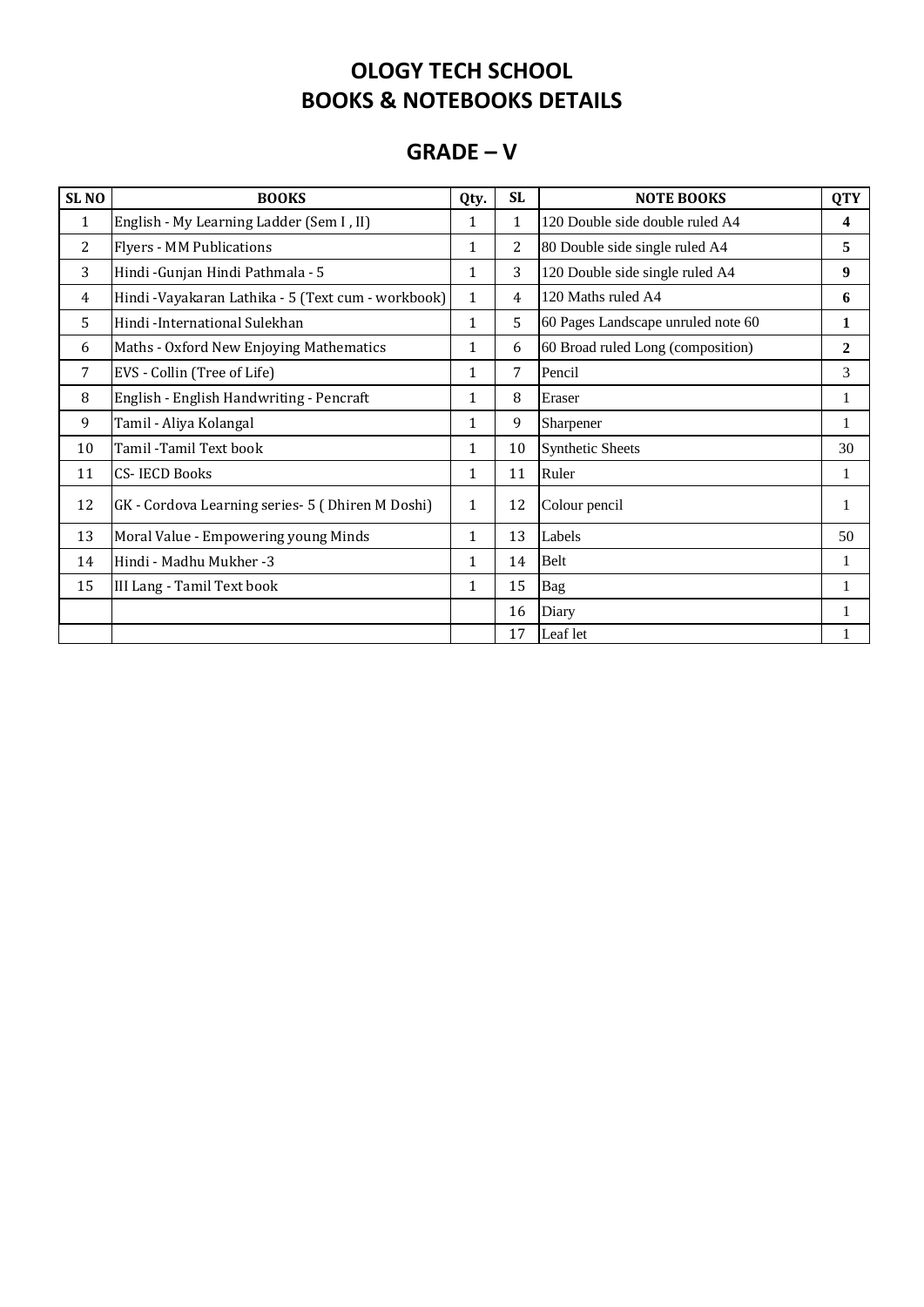# OLOGY TECH SCHOOL
# BOOKS & NOTEBOOKS DETAILS

## GRADE – V

| SL NO | BOOKS | Qty. | SL | NOTE BOOKS | QTY |
|---|---|---|---|---|---|
| 1 | English - My Learning Ladder (Sem I , II) | 1 | 1 | 120 Double side double ruled A4 | **4** |
| 2 | Flyers - MM Publications | 1 | 2 | 80 Double side single ruled A4 | **5** |
| 3 | Hindi -Gunjan Hindi Pathmala - 5 | 1 | 3 | 120 Double side single ruled A4 | **9** |
| 4 | Hindi -Vayakaran Lathika - 5 (Text cum - workbook) | 1 | 4 | 120 Maths ruled A4 | **6** |
| 5 | Hindi -International Sulekhan | 1 | 5 | 60 Pages Landscape unruled note 60 | **1** |
| 6 | Maths - Oxford New Enjoying Mathematics | 1 | 6 | 60 Broad ruled Long (composition) | **2** |
| 7 | EVS - Collin (Tree of Life) | 1 | 7 | Pencil | 3 |
| 8 | English - English Handwriting - Pencraft | 1 | 8 | Eraser | 1 |
| 9 | Tamil - Aliya Kolangal | 1 | 9 | Sharpener | 1 |
| 10 | Tamil -Tamil Text book | 1 | 10 | Synthetic Sheets | 30 |
| 11 | CS- IECD Books | 1 | 11 | Ruler | 1 |
| 12 | GK - Cordova Learning series- 5 ( Dhiren M Doshi) | 1 | 12 | Colour pencil | 1 |
| 13 | Moral Value - Empowering young Minds | 1 | 13 | Labels | 50 |
| 14 | Hindi - Madhu Mukher -3 | 1 | 14 | Belt | 1 |
| 15 | III Lang - Tamil Text book | 1 | 15 | Bag | 1 |
| | | | 16 | Diary | 1 |
| | | | 17 | Leaf let | 1 |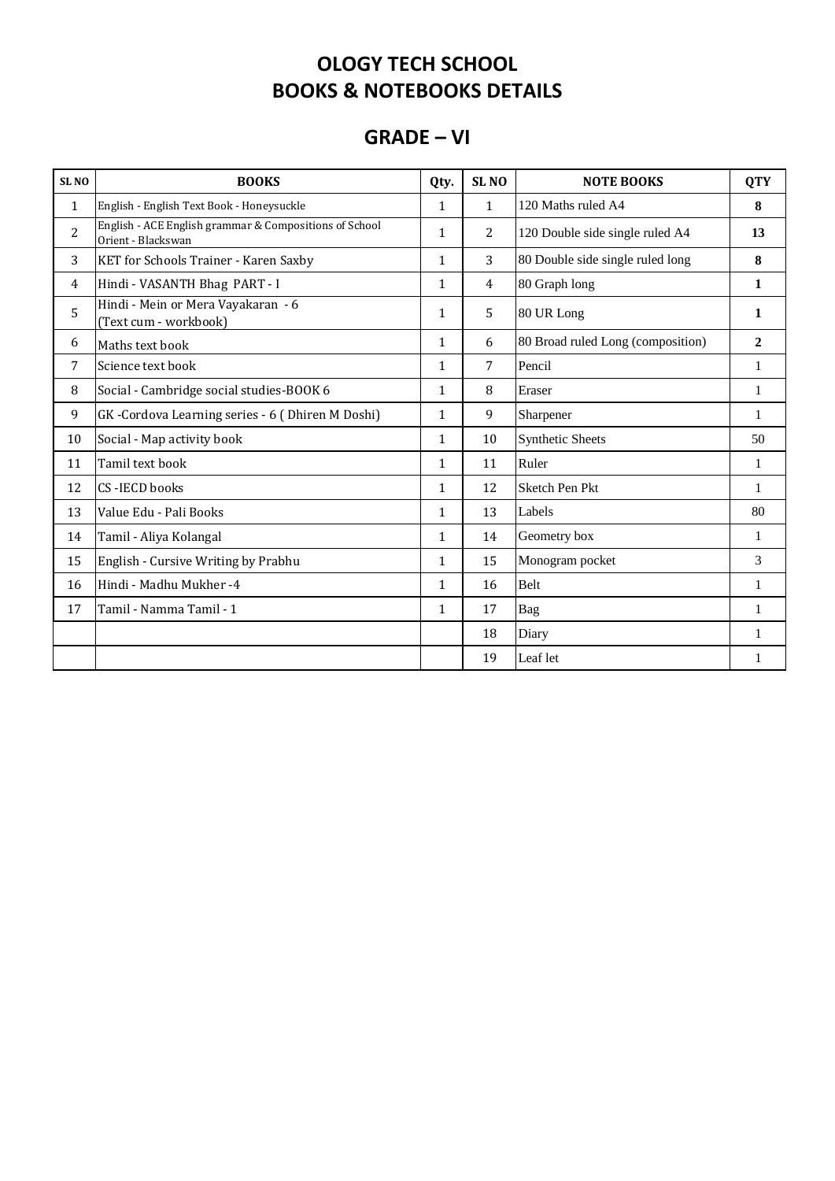# OLOGY TECH SCHOOL
# BOOKS & NOTEBOOKS DETAILS

## GRADE – VI

| SL NO | BOOKS | Qty. | SL NO | NOTE BOOKS | QTY |
|---|---|---|---|---|---|
| 1 | English - English Text Book - Honeysuckle | 1 | 1 | 120 Maths ruled A4 | **8** |
| 2 | English - ACE English grammar & Compositions of School Orient - Blackswan | 1 | 2 | 120 Double side single ruled A4 | **13** |
| 3 | KET for Schools Trainer - Karen Saxby | 1 | 3 | 80 Double side single ruled long | **8** |
| 4 | Hindi - VASANTH Bhag PART - I | 1 | 4 | 80 Graph long | **1** |
| 5 | Hindi - Mein or Mera Vayakaran - 6 (Text cum - workbook) | 1 | 5 | 80 UR Long | **1** |
| 6 | Maths text book | 1 | 6 | 80 Broad ruled Long (composition) | **2** |
| 7 | Science text book | 1 | 7 | Pencil | 1 |
| 8 | Social - Cambridge social studies-BOOK 6 | 1 | 8 | Eraser | 1 |
| 9 | GK -Cordova Learning series - 6 ( Dhiren M Doshi) | 1 | 9 | Sharpener | 1 |
| 10 | Social - Map activity book | 1 | 10 | Synthetic Sheets | 50 |
| 11 | Tamil text book | 1 | 11 | Ruler | 1 |
| 12 | CS -IECD books | 1 | 12 | Sketch Pen Pkt | 1 |
| 13 | Value Edu - Pali Books | 1 | 13 | Labels | 80 |
| 14 | Tamil - Aliya Kolangal | 1 | 14 | Geometry box | 1 |
| 15 | English - Cursive Writing by Prabhu | 1 | 15 | Monogram pocket | 3 |
| 16 | Hindi - Madhu Mukher -4 | 1 | 16 | Belt | 1 |
| 17 | Tamil - Namma Tamil - 1 | 1 | 17 | Bag | 1 |
| | | | 18 | Diary | 1 |
| | | | 19 | Leaf let | 1 |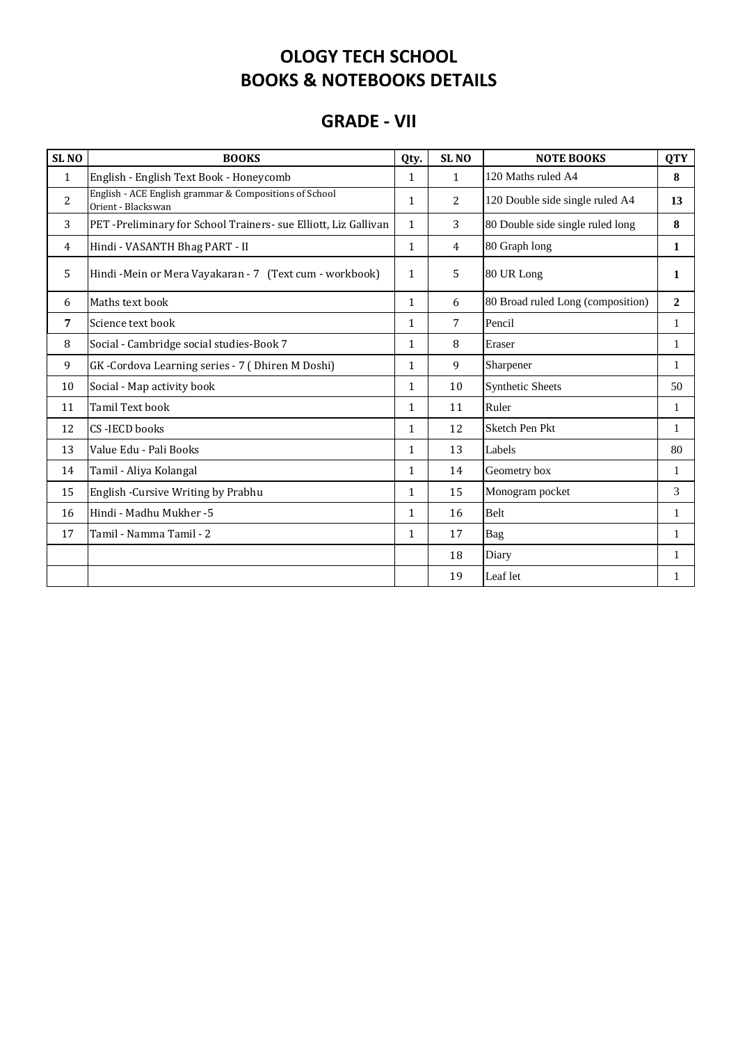# OLOGY TECH SCHOOL
# BOOKS & NOTEBOOKS DETAILS

## GRADE - VII

| SL NO | BOOKS | Qty. | SL NO | NOTE BOOKS | QTY |
|---|---|---|---|---|---|
| 1 | English - English Text Book - Honeycomb | 1 | 1 | 120 Maths ruled A4 | **8** |
| 2 | English - ACE English grammar & Compositions of School Orient - Blackswan | 1 | 2 | 120 Double side single ruled A4 | **13** |
| 3 | PET -Preliminary for School Trainers- sue Elliott, Liz Gallivan | 1 | 3 | 80 Double side single ruled long | **8** |
| 4 | Hindi - VASANTH Bhag PART - II | 1 | 4 | 80 Graph long | **1** |
| 5 | Hindi -Mein or Mera Vayakaran - 7 (Text cum - workbook) | 1 | 5 | 80 UR Long | **1** |
| 6 | Maths text book | 1 | 6 | 80 Broad ruled Long (composition) | **2** |
| **7** | Science text book | 1 | 7 | Pencil | 1 |
| 8 | Social - Cambridge social studies-Book 7 | 1 | 8 | Eraser | 1 |
| 9 | GK -Cordova Learning series - 7 ( Dhiren M Doshi) | 1 | 9 | Sharpener | 1 |
| 10 | Social - Map activity book | 1 | 10 | Synthetic Sheets | 50 |
| 11 | Tamil Text book | 1 | 11 | Ruler | 1 |
| 12 | CS -IECD books | 1 | 12 | Sketch Pen Pkt | 1 |
| 13 | Value Edu - Pali Books | 1 | 13 | Labels | 80 |
| 14 | Tamil - Aliya Kolangal | 1 | 14 | Geometry box | 1 |
| 15 | English -Cursive Writing by Prabhu | 1 | 15 | Monogram pocket | 3 |
| 16 | Hindi - Madhu Mukher -5 | 1 | 16 | Belt | 1 |
| 17 | Tamil - Namma Tamil - 2 | 1 | 17 | Bag | 1 |
| | | | 18 | Diary | 1 |
| | | | 19 | Leaf let | 1 |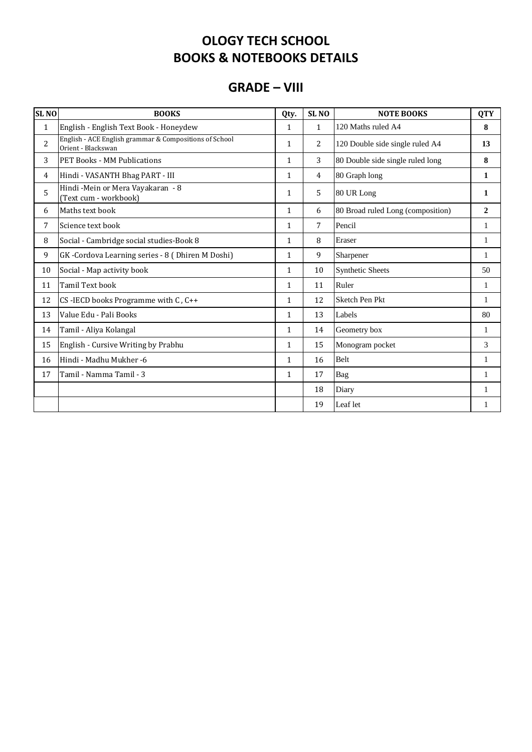# OLOGY TECH SCHOOL
# BOOKS & NOTEBOOKS DETAILS

## GRADE – VIII

| SL NO | BOOKS | Qty. | SL NO | NOTE BOOKS | QTY |
|---|---|---|---|---|---|
| 1 | English - English Text Book - Honeydew | 1 | 1 | 120 Maths ruled A4 | **8** |
| 2 | English - ACE English grammar & Compositions of School Orient - Blackswan | 1 | 2 | 120 Double side single ruled A4 | **13** |
| 3 | PET Books - MM Publications | 1 | 3 | 80 Double side single ruled long | **8** |
| 4 | Hindi - VASANTH Bhag PART - III | 1 | 4 | 80 Graph long | **1** |
| 5 | Hindi -Mein or Mera Vayakaran - 8 (Text cum - workbook) | 1 | 5 | 80 UR Long | **1** |
| 6 | Maths text book | 1 | 6 | 80 Broad ruled Long (composition) | **2** |
| 7 | Science text book | 1 | 7 | Pencil | 1 |
| 8 | Social - Cambridge social studies-Book 8 | 1 | 8 | Eraser | 1 |
| 9 | GK -Cordova Learning series - 8 ( Dhiren M Doshi) | 1 | 9 | Sharpener | 1 |
| 10 | Social - Map activity book | 1 | 10 | Synthetic Sheets | 50 |
| 11 | Tamil Text book | 1 | 11 | Ruler | 1 |
| 12 | CS -IECD books Programme with C , C++ | 1 | 12 | Sketch Pen Pkt | 1 |
| 13 | Value Edu - Pali Books | 1 | 13 | Labels | 80 |
| 14 | Tamil - Aliya Kolangal | 1 | 14 | Geometry box | 1 |
| 15 | English - Cursive Writing by Prabhu | 1 | 15 | Monogram pocket | 3 |
| 16 | Hindi - Madhu Mukher -6 | 1 | 16 | Belt | 1 |
| 17 | Tamil - Namma Tamil - 3 | 1 | 17 | Bag | 1 |
| | | | 18 | Diary | 1 |
| | | | 19 | Leaf let | 1 |